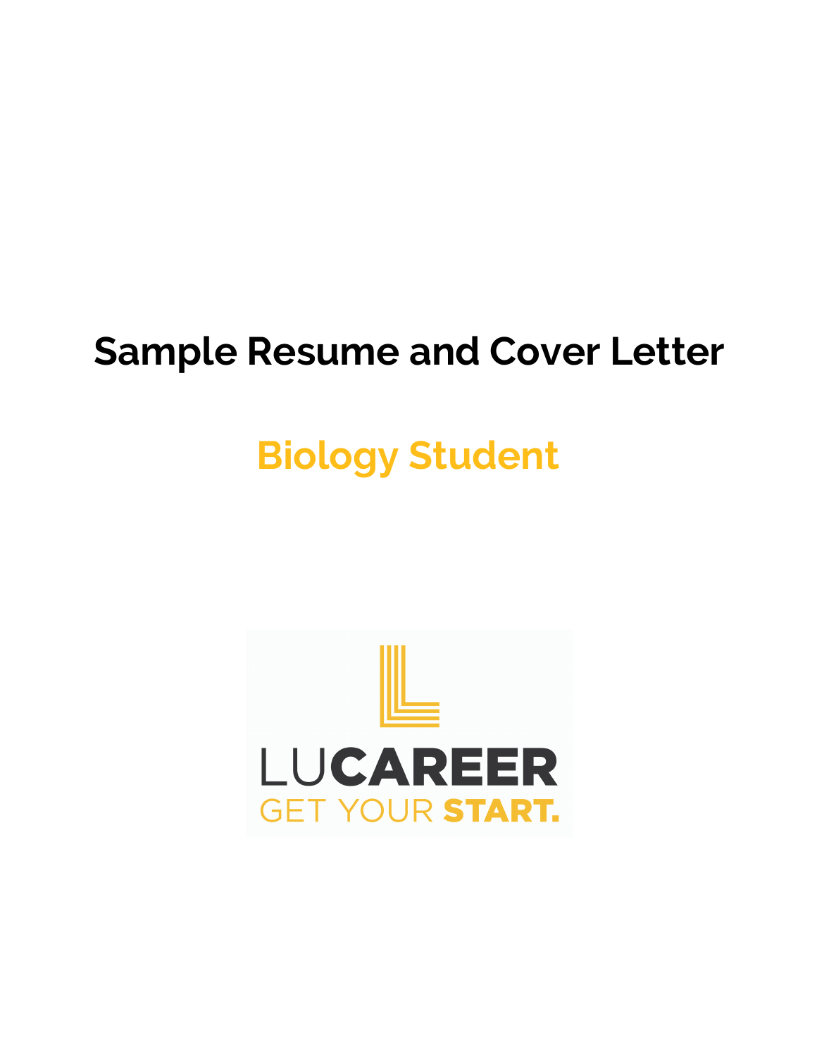# Sample Resume and Cover Letter

## Biology Student

LUCAREER

GET YOUR START.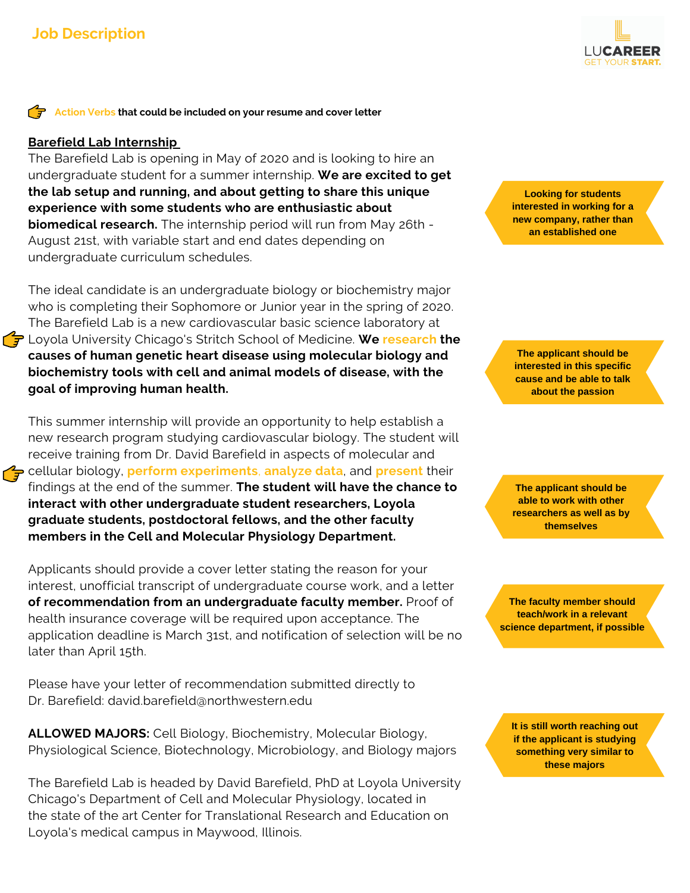## Job Description

LUCAREER
GET YOUR START.

👉 Action Verbs that could be included on your resume and cover letter

**Barefield Lab Internship**

The Barefield Lab is opening in May of 2020 and is looking to hire an undergraduate student for a summer internship. **We are excited to get the lab setup and running, and about getting to share this unique experience with some students who are enthusiastic about biomedical research.** The internship period will run from May 26th - August 21st, with variable start and end dates depending on undergraduate curriculum schedules.

> Looking for students interested in working for a new company, rather than an established one

The ideal candidate is an undergraduate biology or biochemistry major who is completing their Sophomore or Junior year in the spring of 2020. The Barefield Lab is a new cardiovascular basic science laboratory at Loyola University Chicago's Stritch School of Medicine. **We research the causes of human genetic heart disease using molecular biology and biochemistry tools with cell and animal models of disease, with the goal of improving human health.**

> The applicant should be interested in this specific cause and be able to talk about the passion

This summer internship will provide an opportunity to help establish a new research program studying cardiovascular biology. The student will receive training from Dr. David Barefield in aspects of molecular and cellular biology, perform experiments, analyze data, and present their findings at the end of the summer. **The student will have the chance to interact with other undergraduate student researchers, Loyola graduate students, postdoctoral fellows, and the other faculty members in the Cell and Molecular Physiology Department.**

> The applicant should be able to work with other researchers as well as by themselves

Applicants should provide a cover letter stating the reason for your interest, unofficial transcript of undergraduate course work, and a letter **of recommendation from an undergraduate faculty member.** Proof of health insurance coverage will be required upon acceptance. The application deadline is March 31st, and notification of selection will be no later than April 15th.

> The faculty member should teach/work in a relevant science department, if possible

Please have your letter of recommendation submitted directly to Dr. Barefield: david.barefield@northwestern.edu

**ALLOWED MAJORS:** Cell Biology, Biochemistry, Molecular Biology, Physiological Science, Biotechnology, Microbiology, and Biology majors

> It is still worth reaching out if the applicant is studying something very similar to these majors

The Barefield Lab is headed by David Barefield, PhD at Loyola University Chicago's Department of Cell and Molecular Physiology, located in the state of the art Center for Translational Research and Education on Loyola's medical campus in Maywood, Illinois.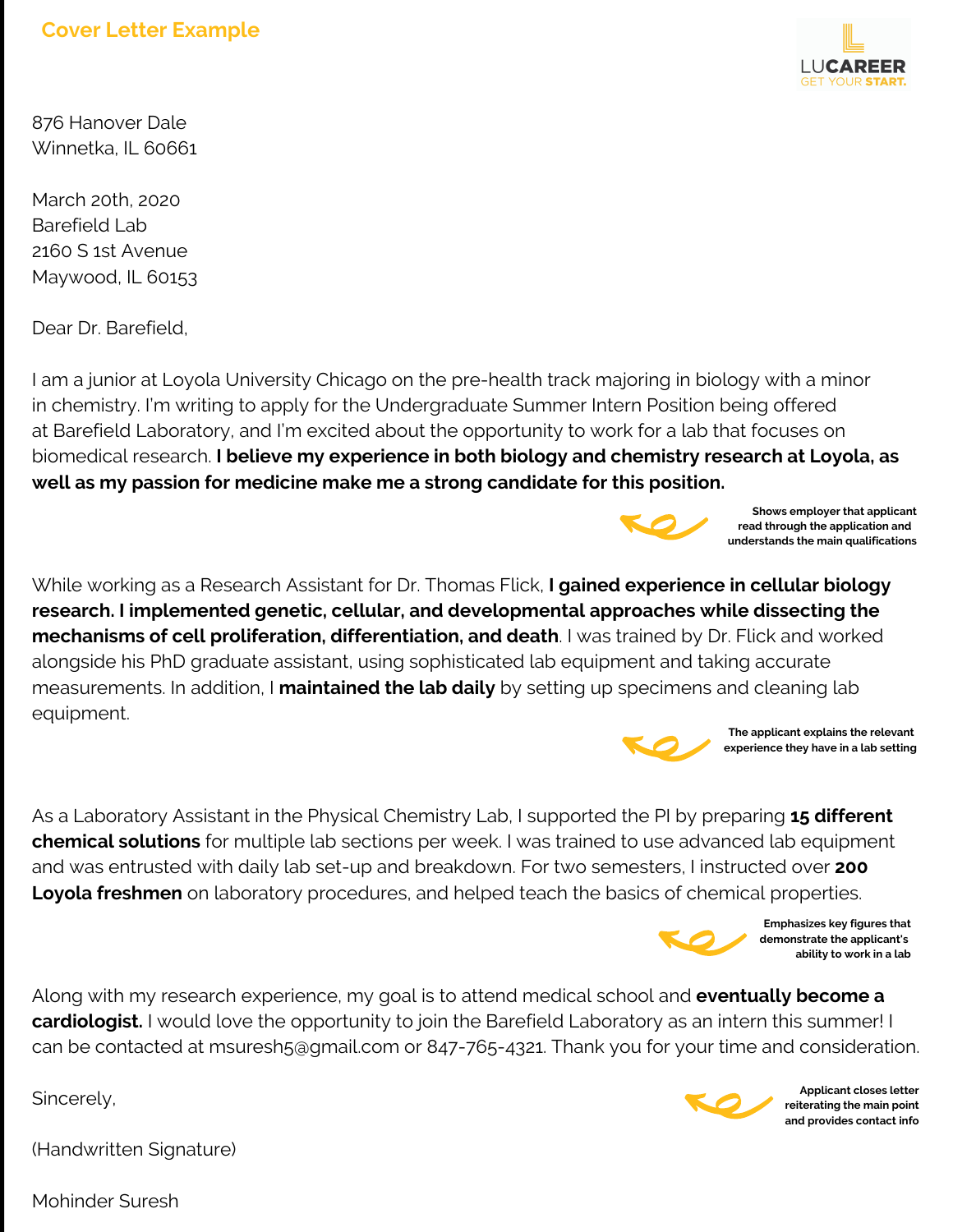# Cover Letter Example

LUCAREER
GET YOUR START.

876 Hanover Dale
Winnetka, IL 60661

March 20th, 2020
Barefield Lab
2160 S 1st Avenue
Maywood, IL 60153

Dear Dr. Barefield,

I am a junior at Loyola University Chicago on the pre-health track majoring in biology with a minor in chemistry. I'm writing to apply for the Undergraduate Summer Intern Position being offered at Barefield Laboratory, and I'm excited about the opportunity to work for a lab that focuses on biomedical research. **I believe my experience in both biology and chemistry research at Loyola, as well as my passion for medicine make me a strong candidate for this position.**

**Shows employer that applicant read through the application and understands the main qualifications**

While working as a Research Assistant for Dr. Thomas Flick, **I gained experience in cellular biology research. I implemented genetic, cellular, and developmental approaches while dissecting the mechanisms of cell proliferation, differentiation, and death**. I was trained by Dr. Flick and worked alongside his PhD graduate assistant, using sophisticated lab equipment and taking accurate measurements. In addition, I **maintained the lab daily** by setting up specimens and cleaning lab equipment.

**The applicant explains the relevant experience they have in a lab setting**

As a Laboratory Assistant in the Physical Chemistry Lab, I supported the PI by preparing **15 different chemical solutions** for multiple lab sections per week. I was trained to use advanced lab equipment and was entrusted with daily lab set-up and breakdown. For two semesters, I instructed over **200 Loyola freshmen** on laboratory procedures, and helped teach the basics of chemical properties.

**Emphasizes key figures that demonstrate the applicant's ability to work in a lab**

Along with my research experience, my goal is to attend medical school and **eventually become a cardiologist.** I would love the opportunity to join the Barefield Laboratory as an intern this summer! I can be contacted at msuresh5@gmail.com or 847-765-4321. Thank you for your time and consideration.

**Applicant closes letter reiterating the main point and provides contact info**

Sincerely,

(Handwritten Signature)

Mohinder Suresh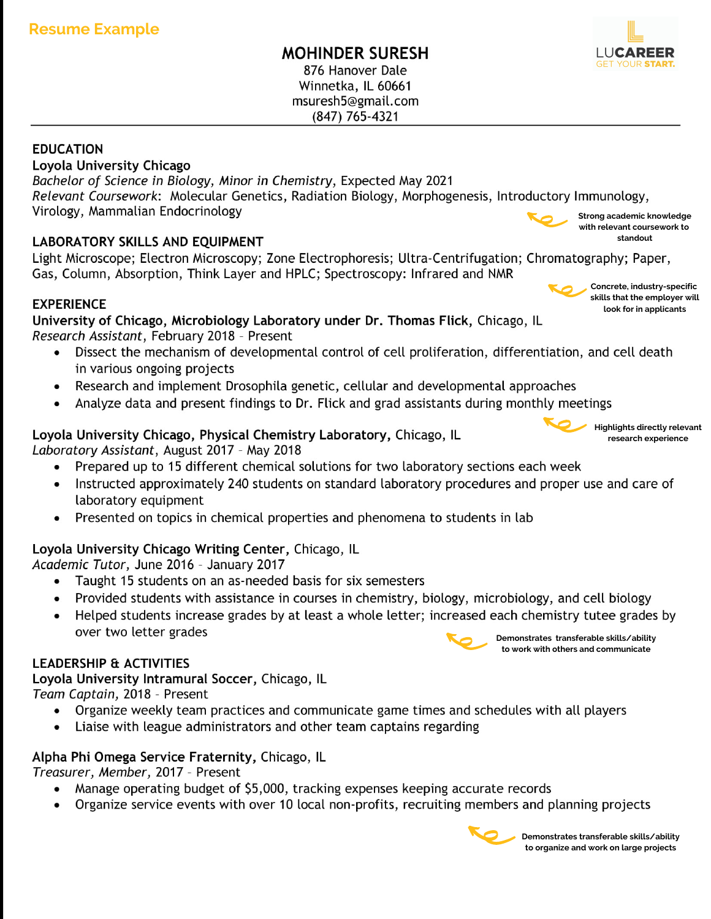Resume Example

LUCAREER
GET YOUR START.

# MOHINDER SURESH

876 Hanover Dale
Winnetka, IL 60661
msuresh5@gmail.com
(847) 765-4321

## EDUCATION

**Loyola University Chicago**
*Bachelor of Science in Biology, Minor in Chemistry*, Expected May 2021
*Relevant Coursework*: Molecular Genetics, Radiation Biology, Morphogenesis, Introductory Immunology, Virology, Mammalian Endocrinology

Strong academic knowledge with relevant coursework to standout

## LABORATORY SKILLS AND EQUIPMENT

Light Microscope; Electron Microscopy; Zone Electrophoresis; Ultra-Centrifugation; Chromatography; Paper, Gas, Column, Absorption, Think Layer and HPLC; Spectroscopy: Infrared and NMR

Concrete, industry-specific skills that the employer will look for in applicants

## EXPERIENCE

**University of Chicago, Microbiology Laboratory under Dr. Thomas Flick,** Chicago, IL
*Research Assistant*, February 2018 – Present

- Dissect the mechanism of developmental control of cell proliferation, differentiation, and cell death in various ongoing projects
- Research and implement Drosophila genetic, cellular and developmental approaches
- Analyze data and present findings to Dr. Flick and grad assistants during monthly meetings

Highlights directly relevant research experience

**Loyola University Chicago, Physical Chemistry Laboratory,** Chicago, IL
*Laboratory Assistant*, August 2017 – May 2018

- Prepared up to 15 different chemical solutions for two laboratory sections each week
- Instructed approximately 240 students on standard laboratory procedures and proper use and care of laboratory equipment
- Presented on topics in chemical properties and phenomena to students in lab

**Loyola University Chicago Writing Center,** Chicago, IL
*Academic Tutor*, June 2016 – January 2017

- Taught 15 students on an as-needed basis for six semesters
- Provided students with assistance in courses in chemistry, biology, microbiology, and cell biology
- Helped students increase grades by at least a whole letter; increased each chemistry tutee grades by over two letter grades

Demonstrates transferable skills/ability to work with others and communicate

## LEADERSHIP & ACTIVITIES

**Loyola University Intramural Soccer,** Chicago, IL
*Team Captain,* 2018 – Present

- Organize weekly team practices and communicate game times and schedules with all players
- Liaise with league administrators and other team captains regarding

**Alpha Phi Omega Service Fraternity,** Chicago, IL
*Treasurer, Member,* 2017 – Present

- Manage operating budget of $5,000, tracking expenses keeping accurate records
- Organize service events with over 10 local non-profits, recruiting members and planning projects

Demonstrates transferable skills/ability to organize and work on large projects